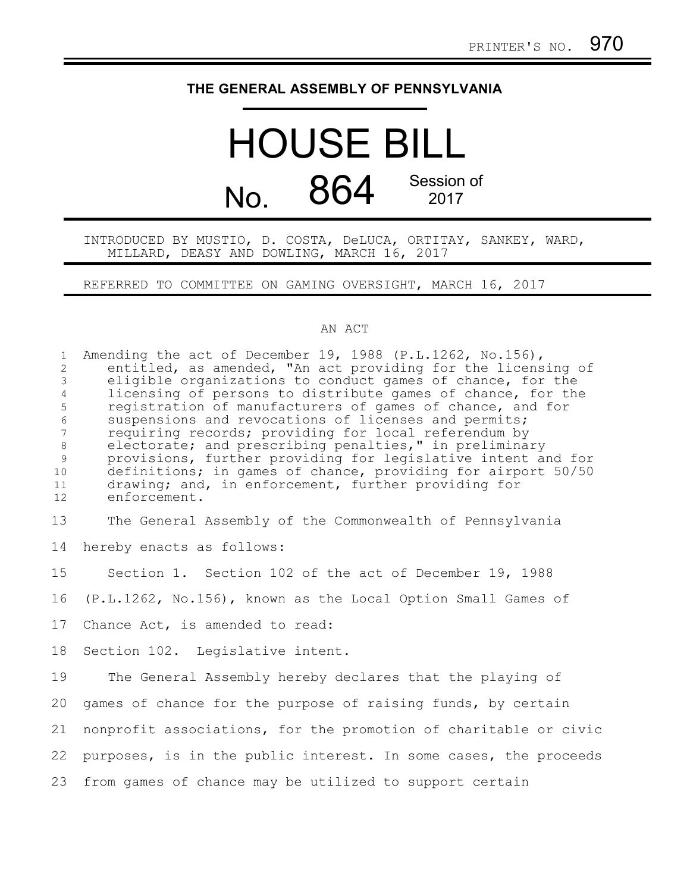PRINTER'S NO. 970

# THE GENERAL ASSEMBLY OF PENNSYLVANIA

# HOUSE BILL

## No. 864 Session of 2017

INTRODUCED BY MUSTIO, D. COSTA, DeLUCA, ORTITAY, SANKEY, WARD, MILLARD, DEASY AND DOWLING, MARCH 16, 2017

REFERRED TO COMMITTEE ON GAMING OVERSIGHT, MARCH 16, 2017

AN ACT

Amending the act of December 19, 1988 (P.L.1262, No.156), entitled, as amended, "An act providing for the licensing of eligible organizations to conduct games of chance, for the licensing of persons to distribute games of chance, for the registration of manufacturers of games of chance, and for suspensions and revocations of licenses and permits; requiring records; providing for local referendum by electorate; and prescribing penalties," in preliminary provisions, further providing for legislative intent and for definitions; in games of chance, providing for airport 50/50 drawing; and, in enforcement, further providing for enforcement.

The General Assembly of the Commonwealth of Pennsylvania hereby enacts as follows:

Section 1. Section 102 of the act of December 19, 1988 (P.L.1262, No.156), known as the Local Option Small Games of Chance Act, is amended to read:

Section 102. Legislative intent.

The General Assembly hereby declares that the playing of games of chance for the purpose of raising funds, by certain nonprofit associations, for the promotion of charitable or civic purposes, is in the public interest. In some cases, the proceeds from games of chance may be utilized to support certain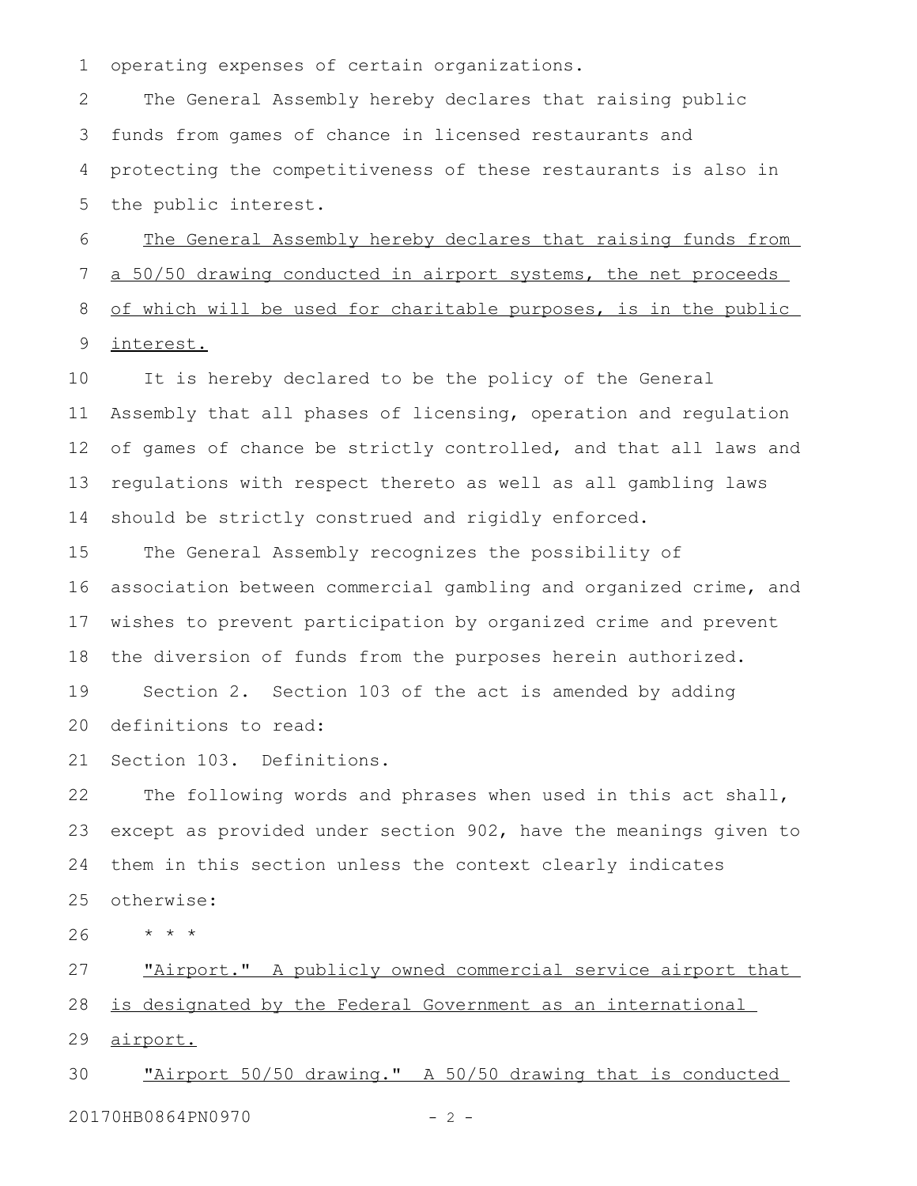operating expenses of certain organizations.

The General Assembly hereby declares that raising public funds from games of chance in licensed restaurants and protecting the competitiveness of these restaurants is also in the public interest.

<u>The General Assembly hereby declares that raising funds from a 50/50 drawing conducted in airport systems, the net proceeds of which will be used for charitable purposes, is in the public interest.</u>

It is hereby declared to be the policy of the General Assembly that all phases of licensing, operation and regulation of games of chance be strictly controlled, and that all laws and regulations with respect thereto as well as all gambling laws should be strictly construed and rigidly enforced.

The General Assembly recognizes the possibility of association between commercial gambling and organized crime, and wishes to prevent participation by organized crime and prevent the diversion of funds from the purposes herein authorized.

Section 2. Section 103 of the act is amended by adding definitions to read:

Section 103. Definitions.

The following words and phrases when used in this act shall, except as provided under section 902, have the meanings given to them in this section unless the context clearly indicates otherwise:

\* \* \*

<u>"Airport." A publicly owned commercial service airport that is designated by the Federal Government as an international airport.</u>

<u>"Airport 50/50 drawing." A 50/50 drawing that is conducted</u>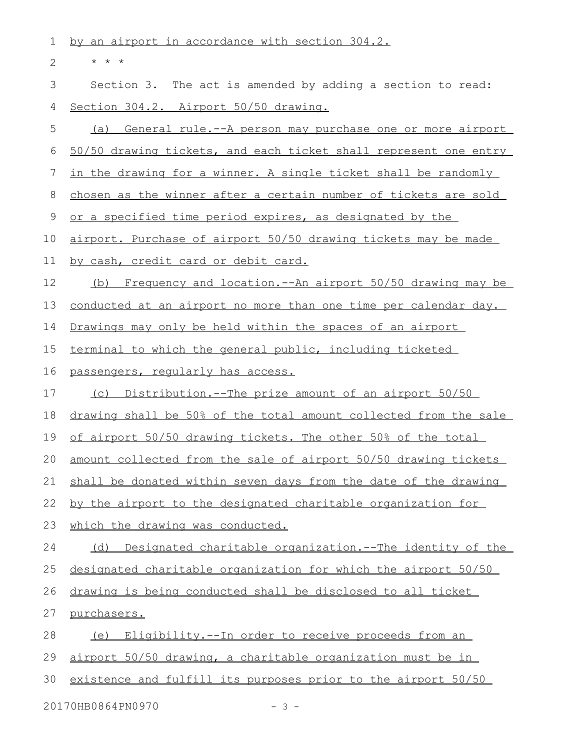by an airport in accordance with section 304.2.

\* \* \*

Section 3. The act is amended by adding a section to read:

Section 304.2. Airport 50/50 drawing.

(a) General rule.--A person may purchase one or more airport 50/50 drawing tickets, and each ticket shall represent one entry in the drawing for a winner. A single ticket shall be randomly chosen as the winner after a certain number of tickets are sold or a specified time period expires, as designated by the airport. Purchase of airport 50/50 drawing tickets may be made by cash, credit card or debit card.

(b) Frequency and location.--An airport 50/50 drawing may be conducted at an airport no more than one time per calendar day. Drawings may only be held within the spaces of an airport terminal to which the general public, including ticketed passengers, regularly has access.

(c) Distribution.--The prize amount of an airport 50/50 drawing shall be 50% of the total amount collected from the sale of airport 50/50 drawing tickets. The other 50% of the total amount collected from the sale of airport 50/50 drawing tickets shall be donated within seven days from the date of the drawing by the airport to the designated charitable organization for which the drawing was conducted.

(d) Designated charitable organization.--The identity of the designated charitable organization for which the airport 50/50 drawing is being conducted shall be disclosed to all ticket purchasers.

(e) Eligibility.--In order to receive proceeds from an airport 50/50 drawing, a charitable organization must be in existence and fulfill its purposes prior to the airport 50/50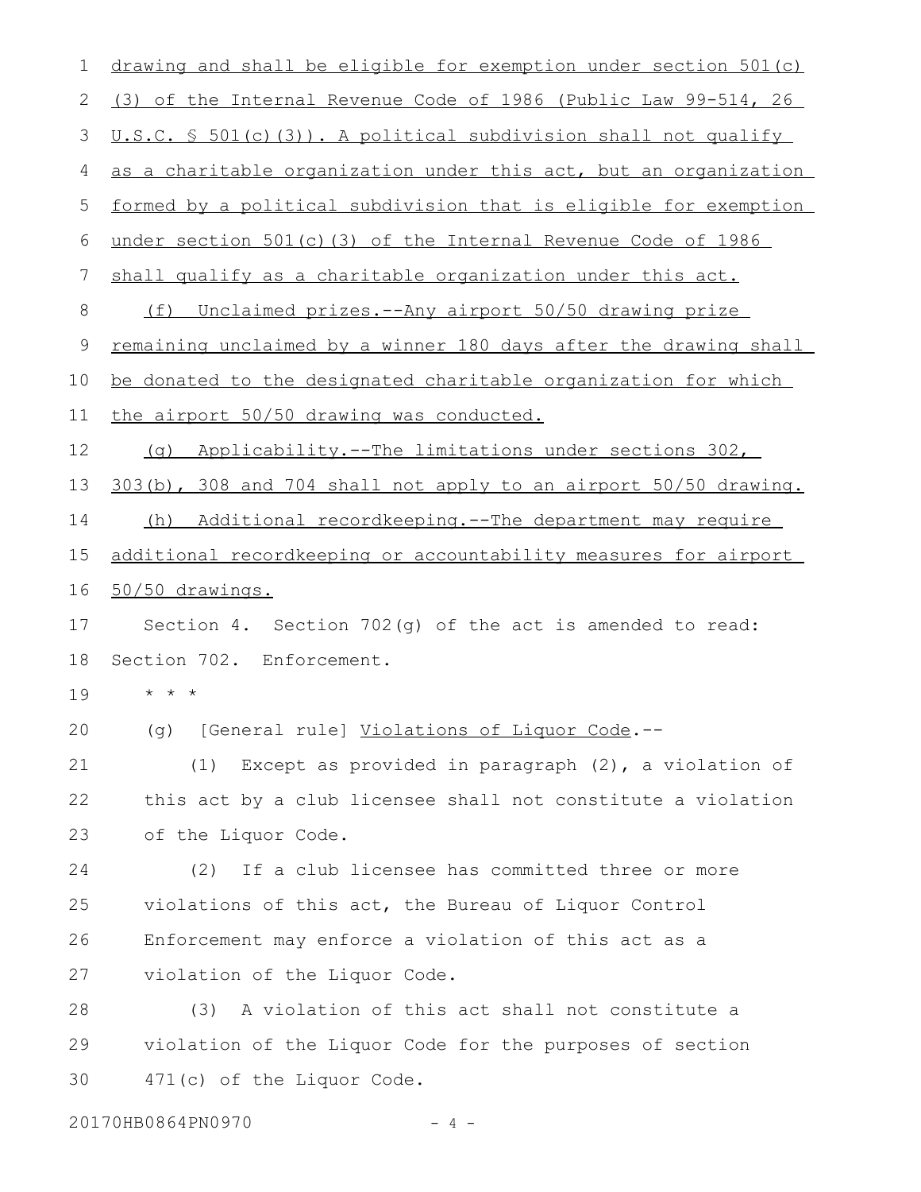drawing and shall be eligible for exemption under section 501(c)(3) of the Internal Revenue Code of 1986 (Public Law 99-514, 26 U.S.C. § 501(c)(3)). A political subdivision shall not qualify as a charitable organization under this act, but an organization formed by a political subdivision that is eligible for exemption under section 501(c)(3) of the Internal Revenue Code of 1986 shall qualify as a charitable organization under this act.

(f) Unclaimed prizes.--Any airport 50/50 drawing prize remaining unclaimed by a winner 180 days after the drawing shall be donated to the designated charitable organization for which the airport 50/50 drawing was conducted.

(g) Applicability.--The limitations under sections 302, 303(b), 308 and 704 shall not apply to an airport 50/50 drawing.

(h) Additional recordkeeping.--The department may require additional recordkeeping or accountability measures for airport 50/50 drawings.

Section 4. Section 702(g) of the act is amended to read:

Section 702. Enforcement.

* * *

(g) [General rule] Violations of Liquor Code.--

(1) Except as provided in paragraph (2), a violation of this act by a club licensee shall not constitute a violation of the Liquor Code.

(2) If a club licensee has committed three or more violations of this act, the Bureau of Liquor Control Enforcement may enforce a violation of this act as a violation of the Liquor Code.

(3) A violation of this act shall not constitute a violation of the Liquor Code for the purposes of section 471(c) of the Liquor Code.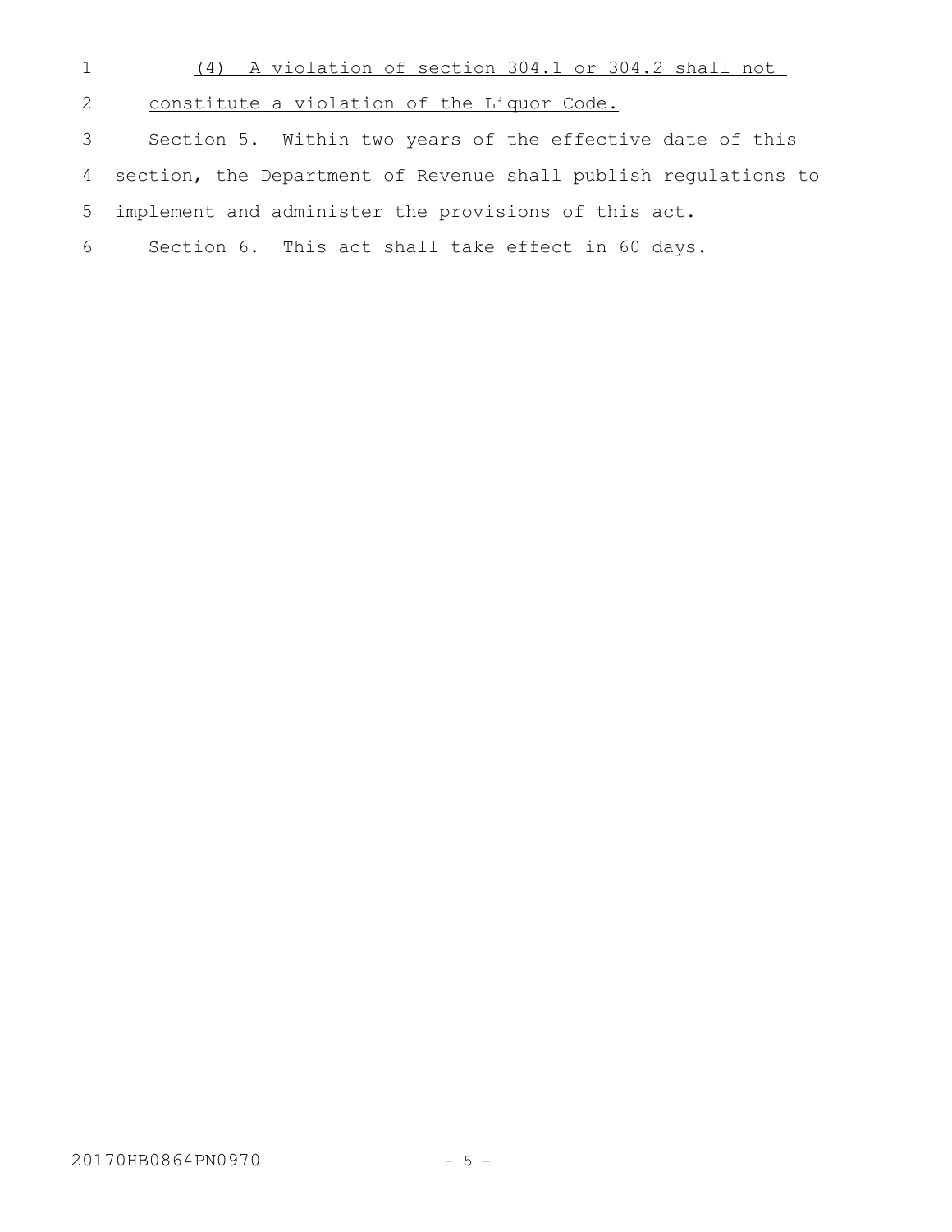(4) A violation of section 304.1 or 304.2 shall not constitute a violation of the Liquor Code.

Section 5. Within two years of the effective date of this section, the Department of Revenue shall publish regulations to implement and administer the provisions of this act.

Section 6. This act shall take effect in 60 days.